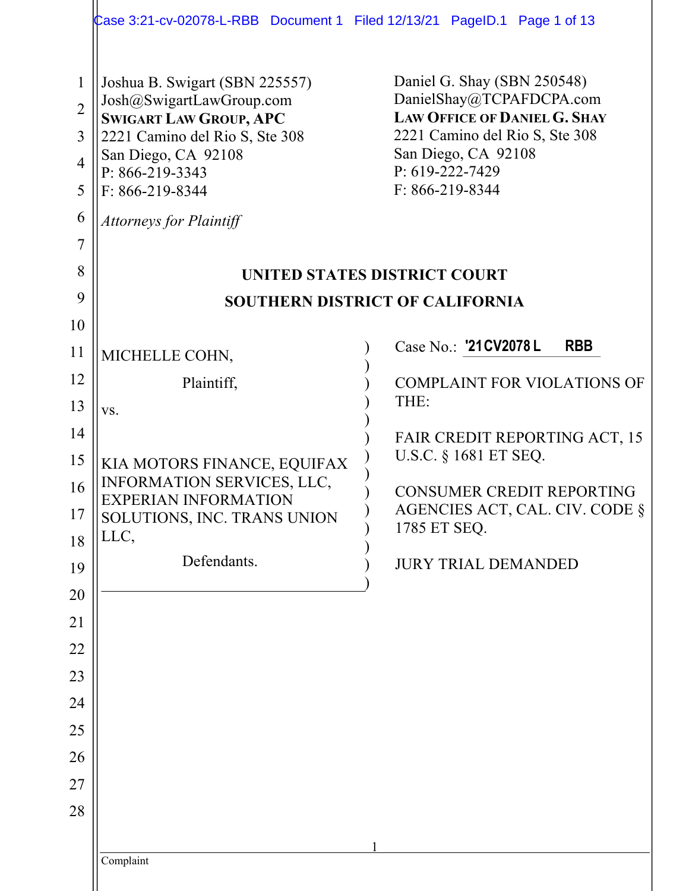Joshua B. Swigart (SBN 225557)
Josh@SwigartLawGroup.com
**SWIGART LAW GROUP, APC**
2221 Camino del Rio S, Ste 308
San Diego, CA 92108
P: 866-219-3343
F: 866-219-8344

Daniel G. Shay (SBN 250548)
DanielShay@TCPAFDCPA.com
**LAW OFFICE OF DANIEL G. SHAY**
2221 Camino del Rio S, Ste 308
San Diego, CA 92108
P: 619-222-7429
F: 866-219-8344

*Attorneys for Plaintiff*

**UNITED STATES DISTRICT COURT**

**SOUTHERN DISTRICT OF CALIFORNIA**

MICHELLE COHN,

Plaintiff,

vs.

KIA MOTORS FINANCE, EQUIFAX INFORMATION SERVICES, LLC, EXPERIAN INFORMATION SOLUTIONS, INC. TRANS UNION LLC,

Defendants.

Case No.: **'21CV2078 L RBB**

COMPLAINT FOR VIOLATIONS OF THE:

FAIR CREDIT REPORTING ACT, 15 U.S.C. § 1681 ET SEQ.

CONSUMER CREDIT REPORTING AGENCIES ACT, CAL. CIV. CODE § 1785 ET SEQ.

JURY TRIAL DEMANDED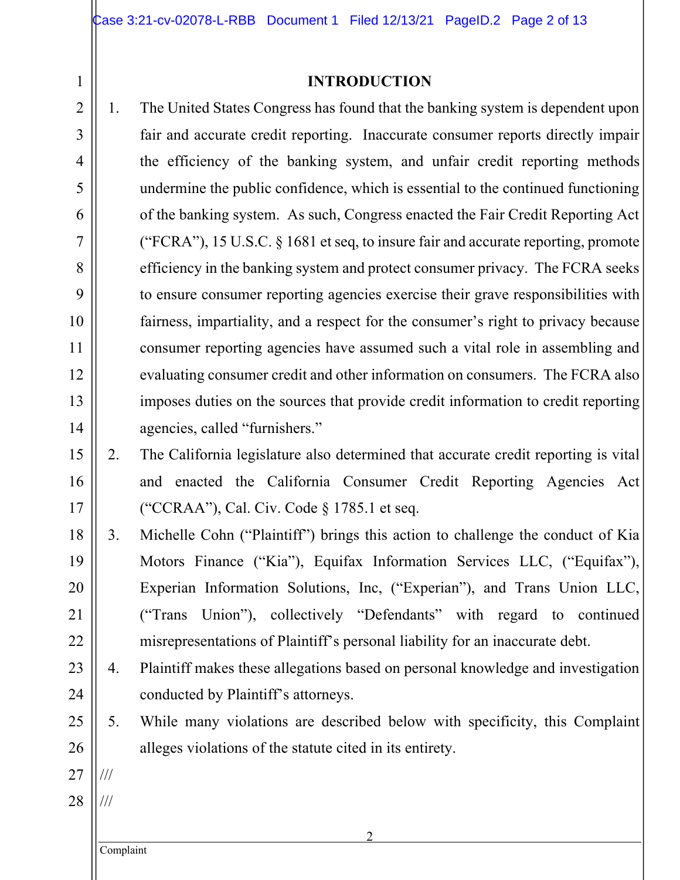## INTRODUCTION

1. The United States Congress has found that the banking system is dependent upon fair and accurate credit reporting. Inaccurate consumer reports directly impair the efficiency of the banking system, and unfair credit reporting methods undermine the public confidence, which is essential to the continued functioning of the banking system. As such, Congress enacted the Fair Credit Reporting Act ("FCRA"), 15 U.S.C. § 1681 et seq, to insure fair and accurate reporting, promote efficiency in the banking system and protect consumer privacy. The FCRA seeks to ensure consumer reporting agencies exercise their grave responsibilities with fairness, impartiality, and a respect for the consumer's right to privacy because consumer reporting agencies have assumed such a vital role in assembling and evaluating consumer credit and other information on consumers. The FCRA also imposes duties on the sources that provide credit information to credit reporting agencies, called "furnishers."

2. The California legislature also determined that accurate credit reporting is vital and enacted the California Consumer Credit Reporting Agencies Act ("CCRAA"), Cal. Civ. Code § 1785.1 et seq.

3. Michelle Cohn ("Plaintiff") brings this action to challenge the conduct of Kia Motors Finance ("Kia"), Equifax Information Services LLC, ("Equifax"), Experian Information Solutions, Inc, ("Experian"), and Trans Union LLC, ("Trans Union"), collectively "Defendants" with regard to continued misrepresentations of Plaintiff's personal liability for an inaccurate debt.

4. Plaintiff makes these allegations based on personal knowledge and investigation conducted by Plaintiff's attorneys.

5. While many violations are described below with specificity, this Complaint alleges violations of the statute cited in its entirety.

///

///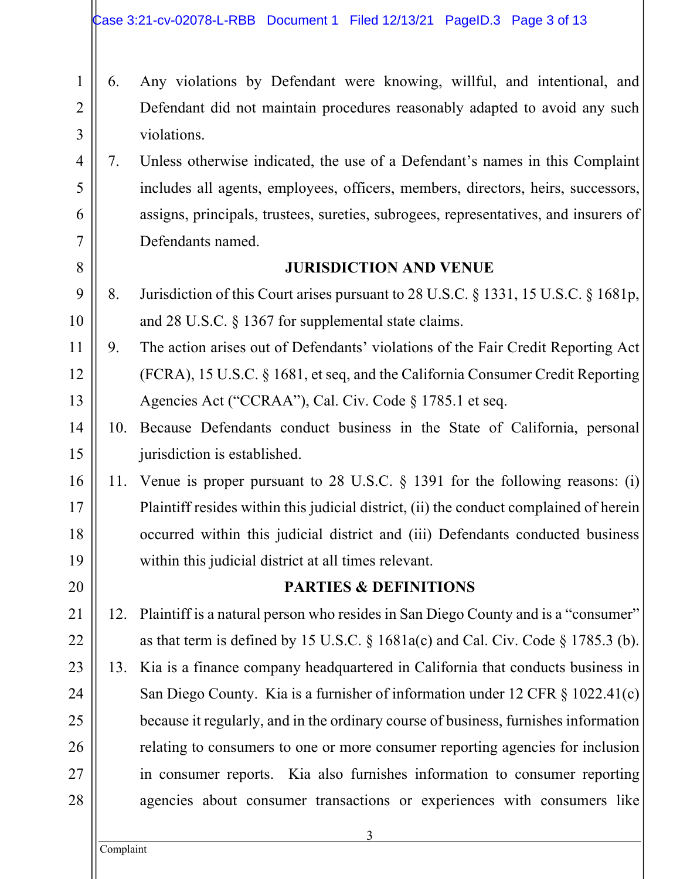6. Any violations by Defendant were knowing, willful, and intentional, and Defendant did not maintain procedures reasonably adapted to avoid any such violations.

7. Unless otherwise indicated, the use of a Defendant's names in this Complaint includes all agents, employees, officers, members, directors, heirs, successors, assigns, principals, trustees, sureties, subrogees, representatives, and insurers of Defendants named.

## JURISDICTION AND VENUE

8. Jurisdiction of this Court arises pursuant to 28 U.S.C. § 1331, 15 U.S.C. § 1681p, and 28 U.S.C. § 1367 for supplemental state claims.

9. The action arises out of Defendants' violations of the Fair Credit Reporting Act (FCRA), 15 U.S.C. § 1681, et seq, and the California Consumer Credit Reporting Agencies Act ("CCRAA"), Cal. Civ. Code § 1785.1 et seq.

10. Because Defendants conduct business in the State of California, personal jurisdiction is established.

11. Venue is proper pursuant to 28 U.S.C. § 1391 for the following reasons: (i) Plaintiff resides within this judicial district, (ii) the conduct complained of herein occurred within this judicial district and (iii) Defendants conducted business within this judicial district at all times relevant.

## PARTIES & DEFINITIONS

12. Plaintiff is a natural person who resides in San Diego County and is a "consumer" as that term is defined by 15 U.S.C. § 1681a(c) and Cal. Civ. Code § 1785.3 (b).

13. Kia is a finance company headquartered in California that conducts business in San Diego County. Kia is a furnisher of information under 12 CFR § 1022.41(c) because it regularly, and in the ordinary course of business, furnishes information relating to consumers to one or more consumer reporting agencies for inclusion in consumer reports. Kia also furnishes information to consumer reporting agencies about consumer transactions or experiences with consumers like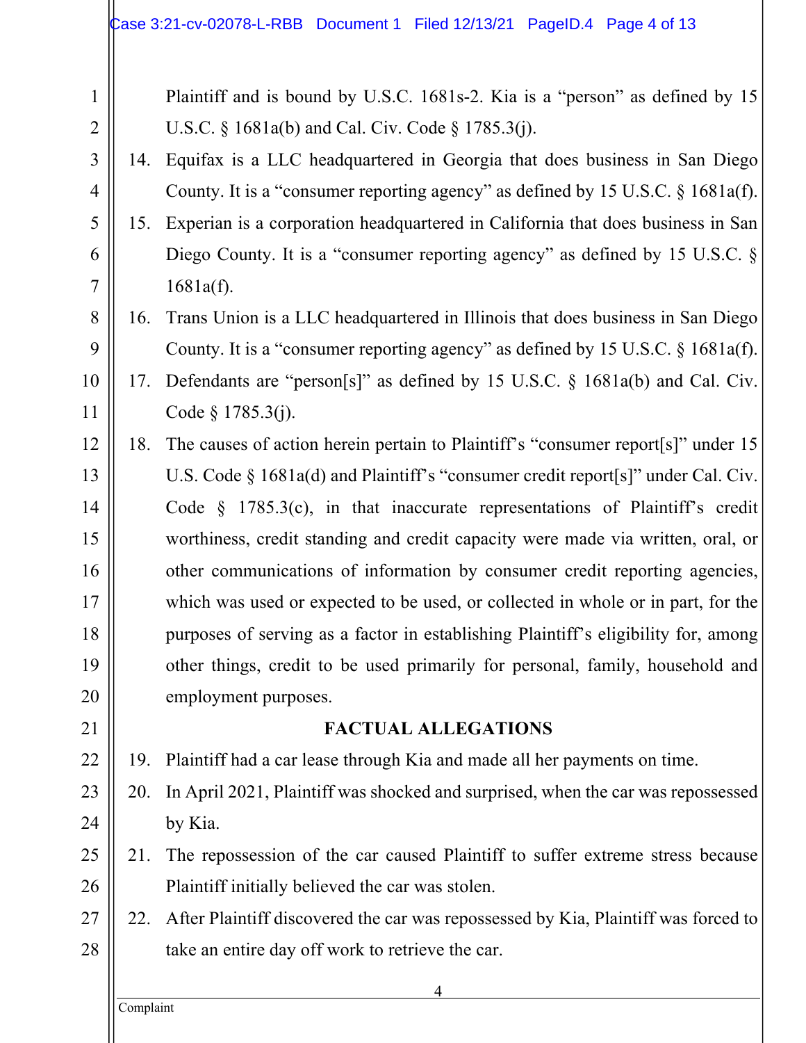Plaintiff and is bound by U.S.C. 1681s-2. Kia is a "person" as defined by 15 U.S.C. § 1681a(b) and Cal. Civ. Code § 1785.3(j).

14. Equifax is a LLC headquartered in Georgia that does business in San Diego County. It is a "consumer reporting agency" as defined by 15 U.S.C. § 1681a(f).
15. Experian is a corporation headquartered in California that does business in San Diego County. It is a "consumer reporting agency" as defined by 15 U.S.C. § 1681a(f).
16. Trans Union is a LLC headquartered in Illinois that does business in San Diego County. It is a "consumer reporting agency" as defined by 15 U.S.C. § 1681a(f).
17. Defendants are "person[s]" as defined by 15 U.S.C. § 1681a(b) and Cal. Civ. Code § 1785.3(j).
18. The causes of action herein pertain to Plaintiff's "consumer report[s]" under 15 U.S. Code § 1681a(d) and Plaintiff's "consumer credit report[s]" under Cal. Civ. Code § 1785.3(c), in that inaccurate representations of Plaintiff's credit worthiness, credit standing and credit capacity were made via written, oral, or other communications of information by consumer credit reporting agencies, which was used or expected to be used, or collected in whole or in part, for the purposes of serving as a factor in establishing Plaintiff's eligibility for, among other things, credit to be used primarily for personal, family, household and employment purposes.

## FACTUAL ALLEGATIONS

19. Plaintiff had a car lease through Kia and made all her payments on time.
20. In April 2021, Plaintiff was shocked and surprised, when the car was repossessed by Kia.
21. The repossession of the car caused Plaintiff to suffer extreme stress because Plaintiff initially believed the car was stolen.
22. After Plaintiff discovered the car was repossessed by Kia, Plaintiff was forced to take an entire day off work to retrieve the car.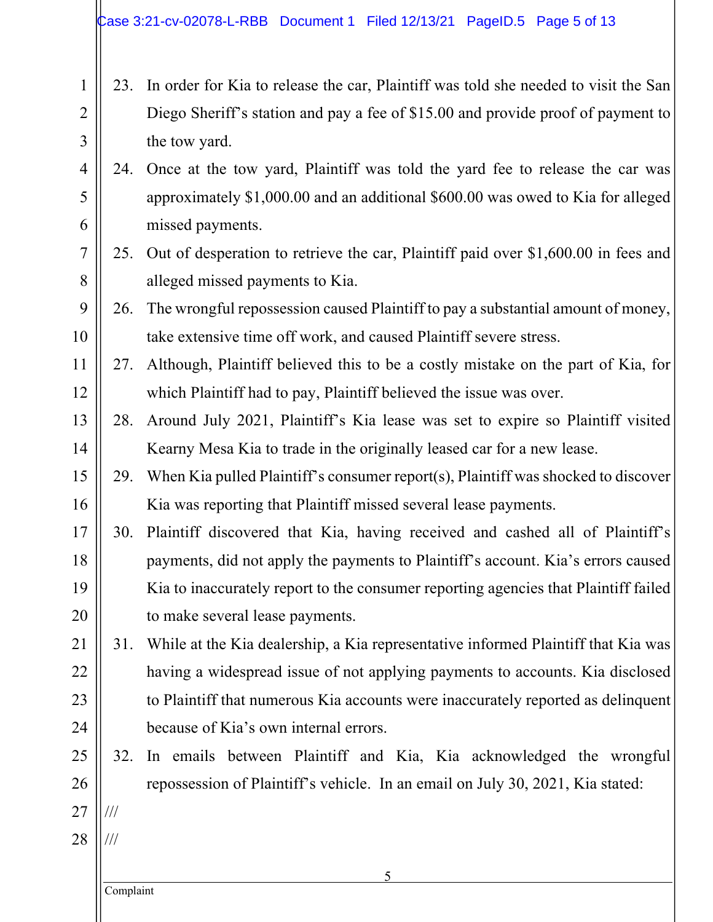23. In order for Kia to release the car, Plaintiff was told she needed to visit the San Diego Sheriff's station and pay a fee of $15.00 and provide proof of payment to the tow yard.

24. Once at the tow yard, Plaintiff was told the yard fee to release the car was approximately $1,000.00 and an additional $600.00 was owed to Kia for alleged missed payments.

25. Out of desperation to retrieve the car, Plaintiff paid over $1,600.00 in fees and alleged missed payments to Kia.

26. The wrongful repossession caused Plaintiff to pay a substantial amount of money, take extensive time off work, and caused Plaintiff severe stress.

27. Although, Plaintiff believed this to be a costly mistake on the part of Kia, for which Plaintiff had to pay, Plaintiff believed the issue was over.

28. Around July 2021, Plaintiff's Kia lease was set to expire so Plaintiff visited Kearny Mesa Kia to trade in the originally leased car for a new lease.

29. When Kia pulled Plaintiff's consumer report(s), Plaintiff was shocked to discover Kia was reporting that Plaintiff missed several lease payments.

30. Plaintiff discovered that Kia, having received and cashed all of Plaintiff's payments, did not apply the payments to Plaintiff's account. Kia's errors caused Kia to inaccurately report to the consumer reporting agencies that Plaintiff failed to make several lease payments.

31. While at the Kia dealership, a Kia representative informed Plaintiff that Kia was having a widespread issue of not applying payments to accounts. Kia disclosed to Plaintiff that numerous Kia accounts were inaccurately reported as delinquent because of Kia's own internal errors.

32. In emails between Plaintiff and Kia, Kia acknowledged the wrongful repossession of Plaintiff's vehicle. In an email on July 30, 2021, Kia stated:

///

///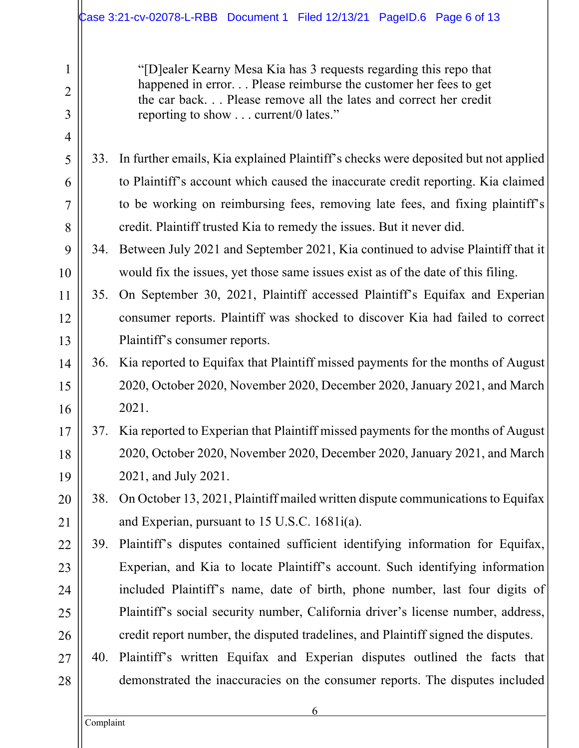> "[D]ealer Kearny Mesa Kia has 3 requests regarding this repo that happened in error. . . Please reimburse the customer her fees to get the car back. . . Please remove all the lates and correct her credit reporting to show . . . current/0 lates."

33. In further emails, Kia explained Plaintiff's checks were deposited but not applied to Plaintiff's account which caused the inaccurate credit reporting. Kia claimed to be working on reimbursing fees, removing late fees, and fixing plaintiff's credit. Plaintiff trusted Kia to remedy the issues. But it never did.

34. Between July 2021 and September 2021, Kia continued to advise Plaintiff that it would fix the issues, yet those same issues exist as of the date of this filing.

35. On September 30, 2021, Plaintiff accessed Plaintiff's Equifax and Experian consumer reports. Plaintiff was shocked to discover Kia had failed to correct Plaintiff's consumer reports.

36. Kia reported to Equifax that Plaintiff missed payments for the months of August 2020, October 2020, November 2020, December 2020, January 2021, and March 2021.

37. Kia reported to Experian that Plaintiff missed payments for the months of August 2020, October 2020, November 2020, December 2020, January 2021, and March 2021, and July 2021.

38. On October 13, 2021, Plaintiff mailed written dispute communications to Equifax and Experian, pursuant to 15 U.S.C. 1681i(a).

39. Plaintiff's disputes contained sufficient identifying information for Equifax, Experian, and Kia to locate Plaintiff's account. Such identifying information included Plaintiff's name, date of birth, phone number, last four digits of Plaintiff's social security number, California driver's license number, address, credit report number, the disputed tradelines, and Plaintiff signed the disputes.

40. Plaintiff's written Equifax and Experian disputes outlined the facts that demonstrated the inaccuracies on the consumer reports. The disputes included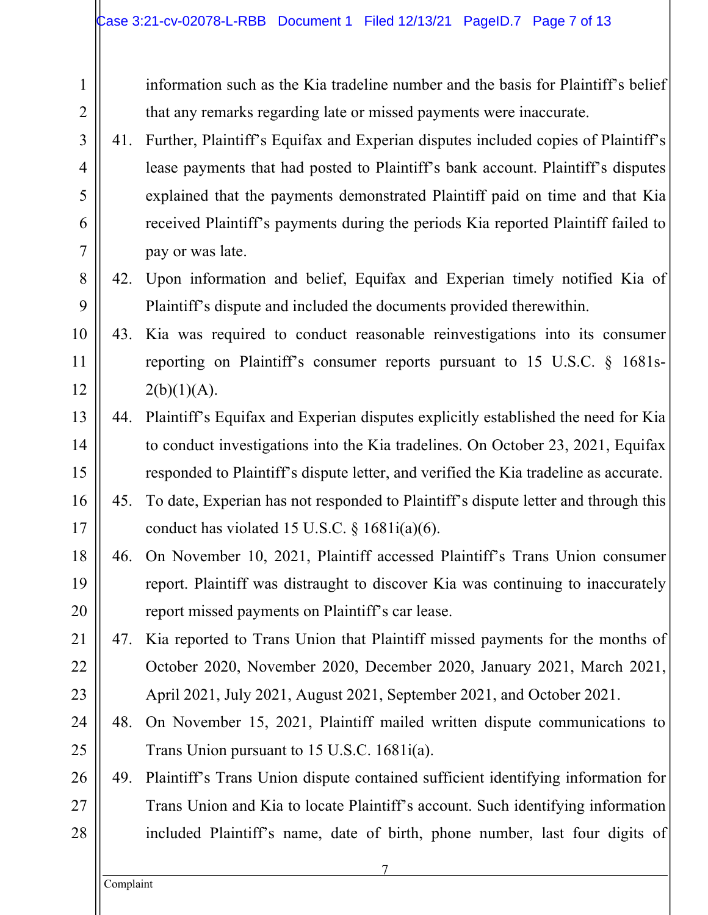information such as the Kia tradeline number and the basis for Plaintiff's belief that any remarks regarding late or missed payments were inaccurate.

41. Further, Plaintiff's Equifax and Experian disputes included copies of Plaintiff's lease payments that had posted to Plaintiff's bank account. Plaintiff's disputes explained that the payments demonstrated Plaintiff paid on time and that Kia received Plaintiff's payments during the periods Kia reported Plaintiff failed to pay or was late.

42. Upon information and belief, Equifax and Experian timely notified Kia of Plaintiff's dispute and included the documents provided therewithin.

43. Kia was required to conduct reasonable reinvestigations into its consumer reporting on Plaintiff's consumer reports pursuant to 15 U.S.C. § 1681s-2(b)(1)(A).

44. Plaintiff's Equifax and Experian disputes explicitly established the need for Kia to conduct investigations into the Kia tradelines. On October 23, 2021, Equifax responded to Plaintiff's dispute letter, and verified the Kia tradeline as accurate.

45. To date, Experian has not responded to Plaintiff's dispute letter and through this conduct has violated 15 U.S.C. § 1681i(a)(6).

46. On November 10, 2021, Plaintiff accessed Plaintiff's Trans Union consumer report. Plaintiff was distraught to discover Kia was continuing to inaccurately report missed payments on Plaintiff's car lease.

47. Kia reported to Trans Union that Plaintiff missed payments for the months of October 2020, November 2020, December 2020, January 2021, March 2021, April 2021, July 2021, August 2021, September 2021, and October 2021.

48. On November 15, 2021, Plaintiff mailed written dispute communications to Trans Union pursuant to 15 U.S.C. 1681i(a).

49. Plaintiff's Trans Union dispute contained sufficient identifying information for Trans Union and Kia to locate Plaintiff's account. Such identifying information included Plaintiff's name, date of birth, phone number, last four digits of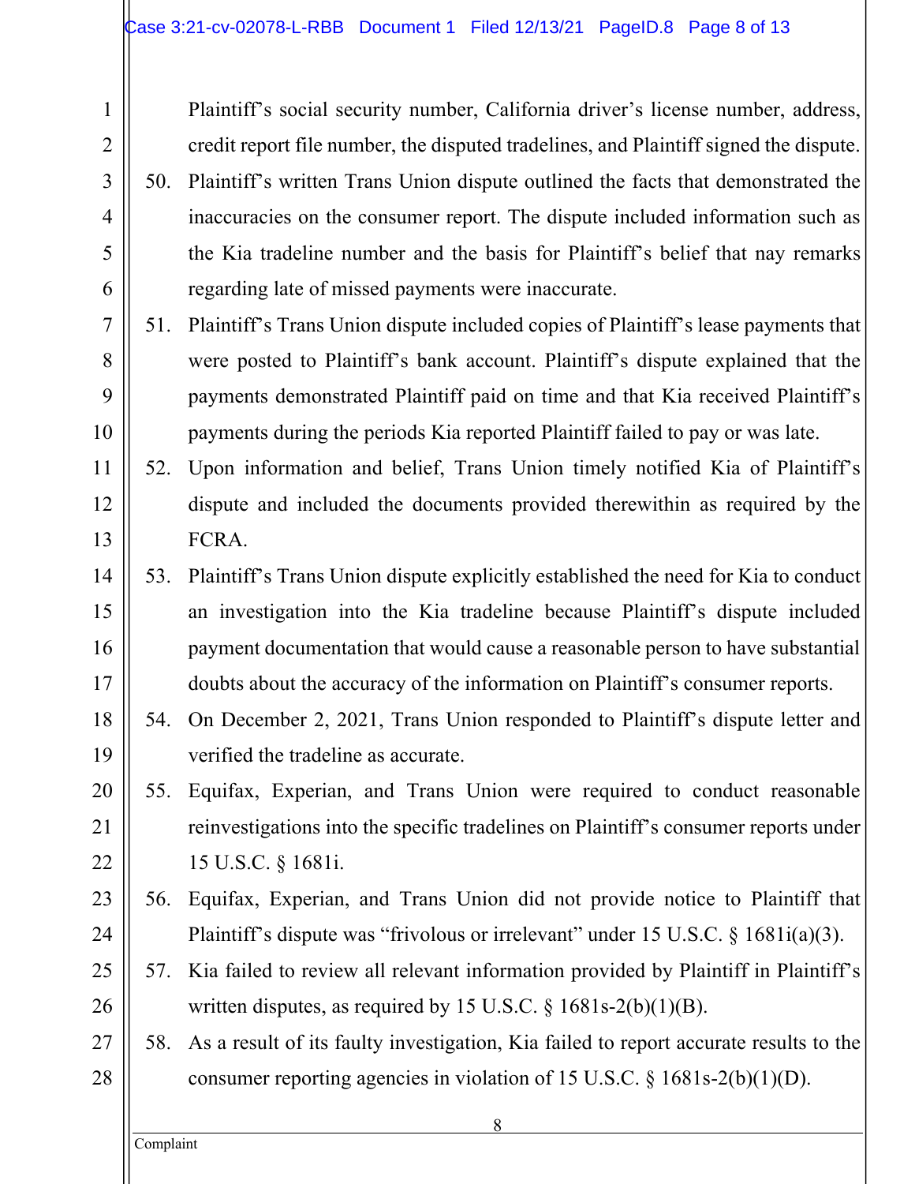Plaintiff's social security number, California driver's license number, address, credit report file number, the disputed tradelines, and Plaintiff signed the dispute.

50. Plaintiff's written Trans Union dispute outlined the facts that demonstrated the inaccuracies on the consumer report. The dispute included information such as the Kia tradeline number and the basis for Plaintiff's belief that nay remarks regarding late of missed payments were inaccurate.

51. Plaintiff's Trans Union dispute included copies of Plaintiff's lease payments that were posted to Plaintiff's bank account. Plaintiff's dispute explained that the payments demonstrated Plaintiff paid on time and that Kia received Plaintiff's payments during the periods Kia reported Plaintiff failed to pay or was late.

52. Upon information and belief, Trans Union timely notified Kia of Plaintiff's dispute and included the documents provided therewithin as required by the FCRA.

53. Plaintiff's Trans Union dispute explicitly established the need for Kia to conduct an investigation into the Kia tradeline because Plaintiff's dispute included payment documentation that would cause a reasonable person to have substantial doubts about the accuracy of the information on Plaintiff's consumer reports.

54. On December 2, 2021, Trans Union responded to Plaintiff's dispute letter and verified the tradeline as accurate.

55. Equifax, Experian, and Trans Union were required to conduct reasonable reinvestigations into the specific tradelines on Plaintiff's consumer reports under 15 U.S.C. § 1681i.

56. Equifax, Experian, and Trans Union did not provide notice to Plaintiff that Plaintiff's dispute was "frivolous or irrelevant" under 15 U.S.C. § 1681i(a)(3).

57. Kia failed to review all relevant information provided by Plaintiff in Plaintiff's written disputes, as required by 15 U.S.C. § 1681s-2(b)(1)(B).

58. As a result of its faulty investigation, Kia failed to report accurate results to the consumer reporting agencies in violation of 15 U.S.C. § 1681s-2(b)(1)(D).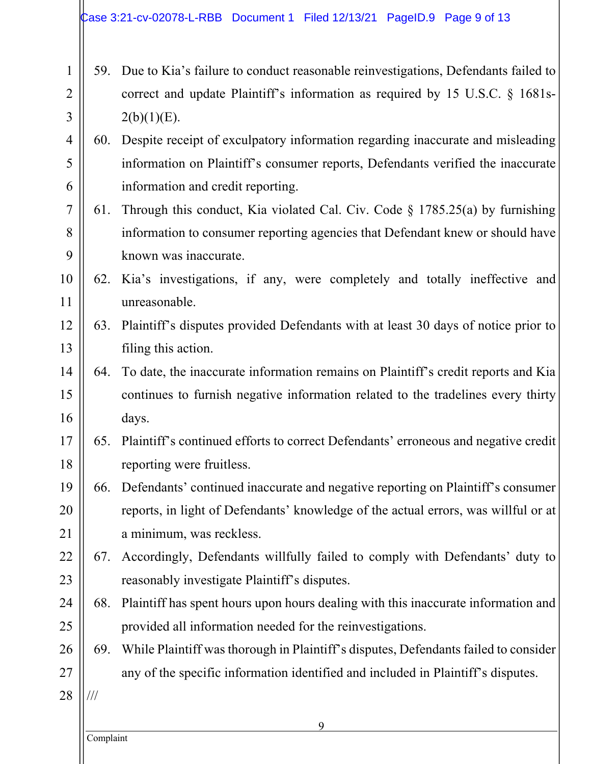59. Due to Kia's failure to conduct reasonable reinvestigations, Defendants failed to correct and update Plaintiff's information as required by 15 U.S.C. § 1681s-2(b)(1)(E).

60. Despite receipt of exculpatory information regarding inaccurate and misleading information on Plaintiff's consumer reports, Defendants verified the inaccurate information and credit reporting.

61. Through this conduct, Kia violated Cal. Civ. Code § 1785.25(a) by furnishing information to consumer reporting agencies that Defendant knew or should have known was inaccurate.

62. Kia's investigations, if any, were completely and totally ineffective and unreasonable.

63. Plaintiff's disputes provided Defendants with at least 30 days of notice prior to filing this action.

64. To date, the inaccurate information remains on Plaintiff's credit reports and Kia continues to furnish negative information related to the tradelines every thirty days.

65. Plaintiff's continued efforts to correct Defendants' erroneous and negative credit reporting were fruitless.

66. Defendants' continued inaccurate and negative reporting on Plaintiff's consumer reports, in light of Defendants' knowledge of the actual errors, was willful or at a minimum, was reckless.

67. Accordingly, Defendants willfully failed to comply with Defendants' duty to reasonably investigate Plaintiff's disputes.

68. Plaintiff has spent hours upon hours dealing with this inaccurate information and provided all information needed for the reinvestigations.

69. While Plaintiff was thorough in Plaintiff's disputes, Defendants failed to consider any of the specific information identified and included in Plaintiff's disputes.

///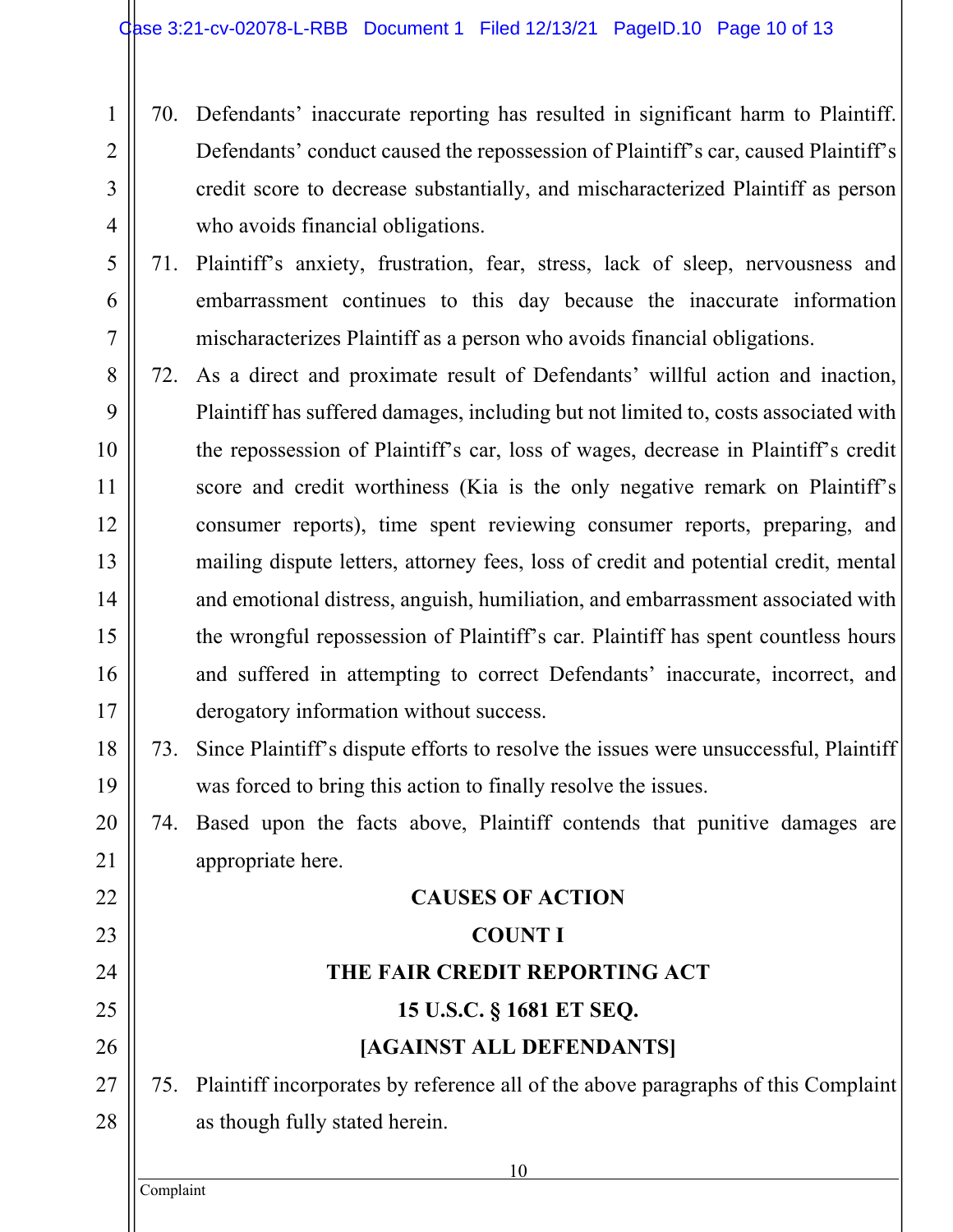70. Defendants' inaccurate reporting has resulted in significant harm to Plaintiff. Defendants' conduct caused the repossession of Plaintiff's car, caused Plaintiff's credit score to decrease substantially, and mischaracterized Plaintiff as person who avoids financial obligations.

71. Plaintiff's anxiety, frustration, fear, stress, lack of sleep, nervousness and embarrassment continues to this day because the inaccurate information mischaracterizes Plaintiff as a person who avoids financial obligations.

72. As a direct and proximate result of Defendants' willful action and inaction, Plaintiff has suffered damages, including but not limited to, costs associated with the repossession of Plaintiff's car, loss of wages, decrease in Plaintiff's credit score and credit worthiness (Kia is the only negative remark on Plaintiff's consumer reports), time spent reviewing consumer reports, preparing, and mailing dispute letters, attorney fees, loss of credit and potential credit, mental and emotional distress, anguish, humiliation, and embarrassment associated with the wrongful repossession of Plaintiff's car. Plaintiff has spent countless hours and suffered in attempting to correct Defendants' inaccurate, incorrect, and derogatory information without success.

73. Since Plaintiff's dispute efforts to resolve the issues were unsuccessful, Plaintiff was forced to bring this action to finally resolve the issues.

74. Based upon the facts above, Plaintiff contends that punitive damages are appropriate here.

**CAUSES OF ACTION**

**COUNT I**

**THE FAIR CREDIT REPORTING ACT**

**15 U.S.C. § 1681 ET SEQ.**

**[AGAINST ALL DEFENDANTS]**

75. Plaintiff incorporates by reference all of the above paragraphs of this Complaint as though fully stated herein.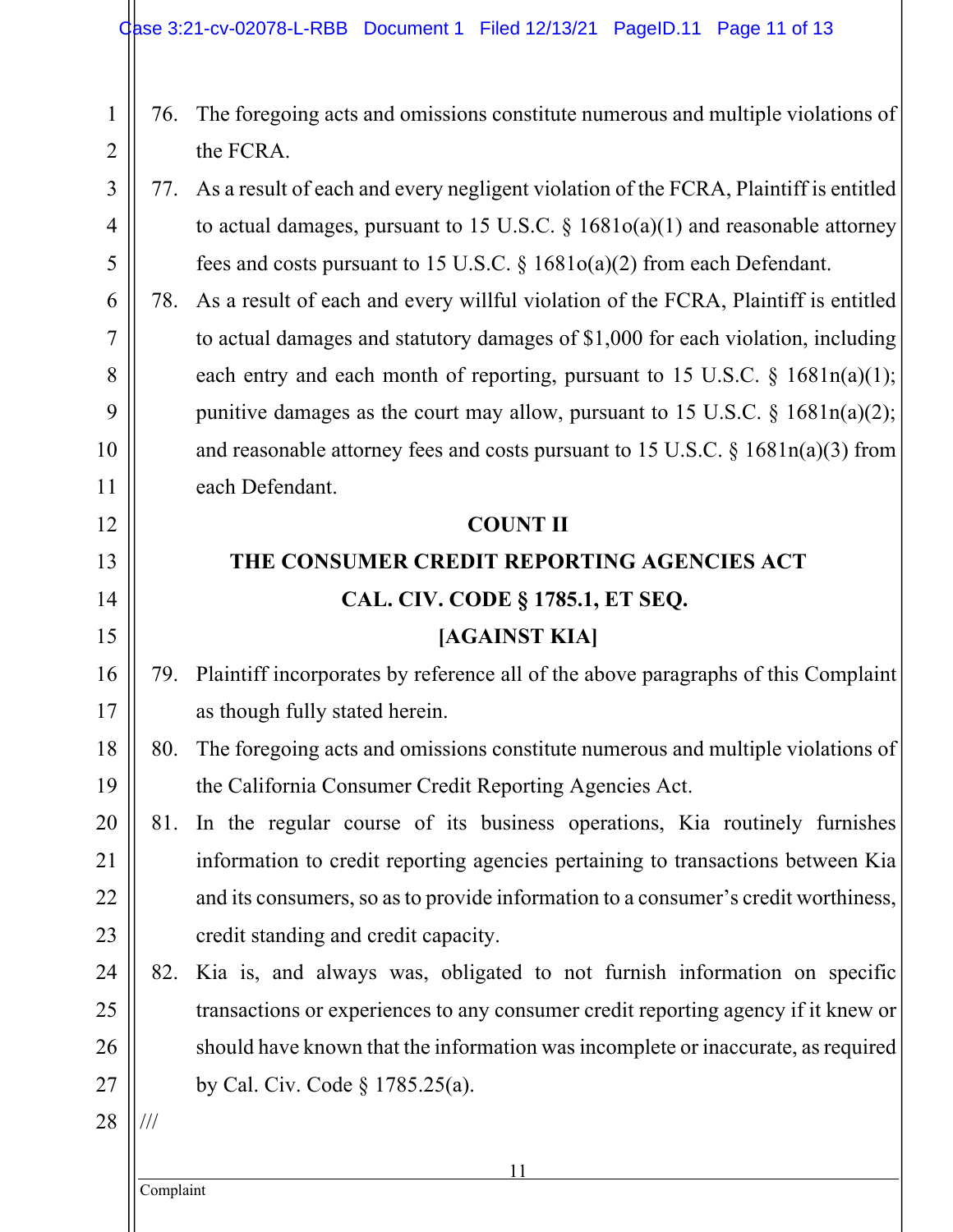76. The foregoing acts and omissions constitute numerous and multiple violations of the FCRA.

77. As a result of each and every negligent violation of the FCRA, Plaintiff is entitled to actual damages, pursuant to 15 U.S.C. § 1681o(a)(1) and reasonable attorney fees and costs pursuant to 15 U.S.C. § 1681o(a)(2) from each Defendant.

78. As a result of each and every willful violation of the FCRA, Plaintiff is entitled to actual damages and statutory damages of $1,000 for each violation, including each entry and each month of reporting, pursuant to 15 U.S.C. § 1681n(a)(1); punitive damages as the court may allow, pursuant to 15 U.S.C. § 1681n(a)(2); and reasonable attorney fees and costs pursuant to 15 U.S.C. § 1681n(a)(3) from each Defendant.

**COUNT II**

**THE CONSUMER CREDIT REPORTING AGENCIES ACT**

**CAL. CIV. CODE § 1785.1, ET SEQ.**

**[AGAINST KIA]**

79. Plaintiff incorporates by reference all of the above paragraphs of this Complaint as though fully stated herein.

80. The foregoing acts and omissions constitute numerous and multiple violations of the California Consumer Credit Reporting Agencies Act.

81. In the regular course of its business operations, Kia routinely furnishes information to credit reporting agencies pertaining to transactions between Kia and its consumers, so as to provide information to a consumer's credit worthiness, credit standing and credit capacity.

82. Kia is, and always was, obligated to not furnish information on specific transactions or experiences to any consumer credit reporting agency if it knew or should have known that the information was incomplete or inaccurate, as required by Cal. Civ. Code § 1785.25(a).

///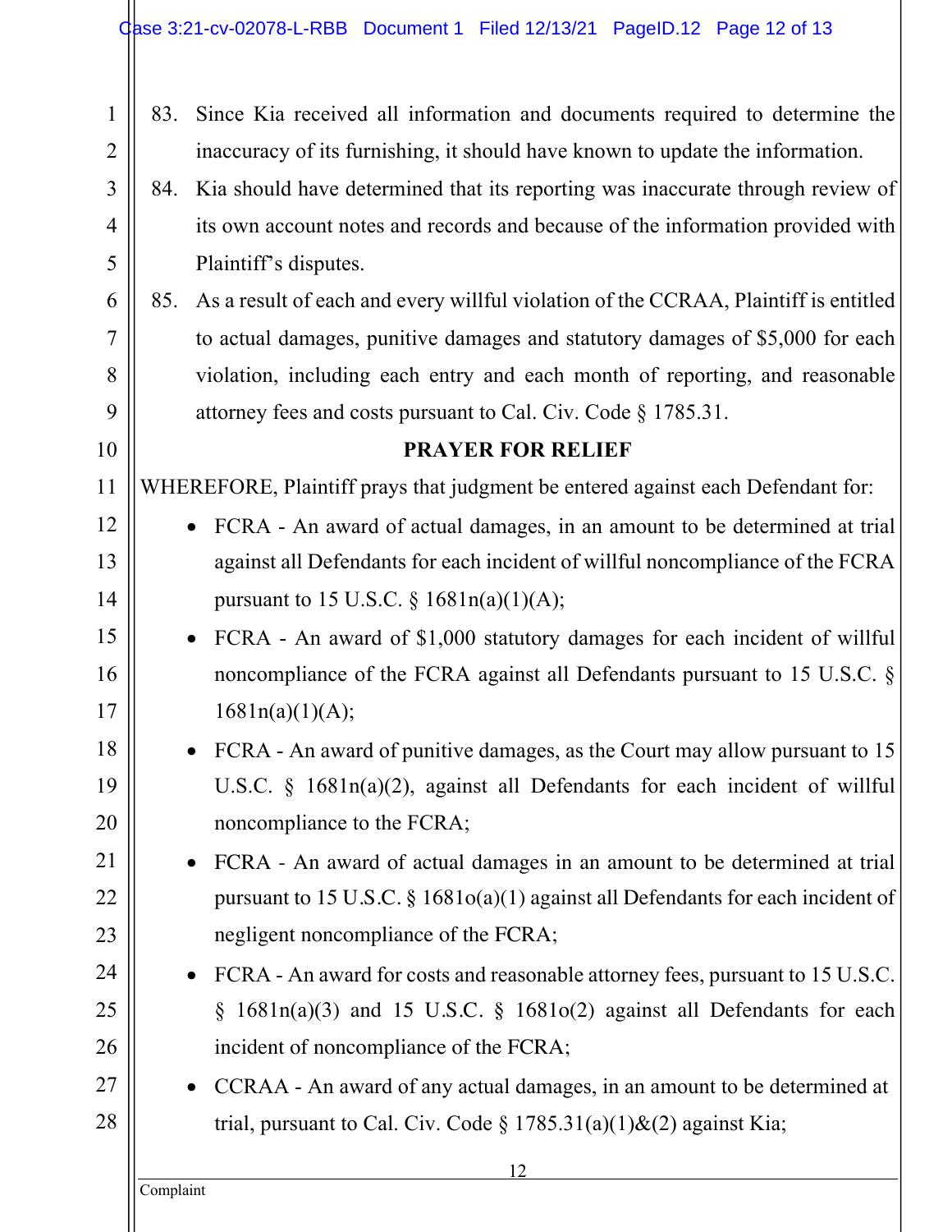83. Since Kia received all information and documents required to determine the inaccuracy of its furnishing, it should have known to update the information.

84. Kia should have determined that its reporting was inaccurate through review of its own account notes and records and because of the information provided with Plaintiff's disputes.

85. As a result of each and every willful violation of the CCRAA, Plaintiff is entitled to actual damages, punitive damages and statutory damages of $5,000 for each violation, including each entry and each month of reporting, and reasonable attorney fees and costs pursuant to Cal. Civ. Code § 1785.31.

**PRAYER FOR RELIEF**

WHEREFORE, Plaintiff prays that judgment be entered against each Defendant for:

- FCRA - An award of actual damages, in an amount to be determined at trial against all Defendants for each incident of willful noncompliance of the FCRA pursuant to 15 U.S.C. § 1681n(a)(1)(A);
- FCRA - An award of $1,000 statutory damages for each incident of willful noncompliance of the FCRA against all Defendants pursuant to 15 U.S.C. § 1681n(a)(1)(A);
- FCRA - An award of punitive damages, as the Court may allow pursuant to 15 U.S.C. § 1681n(a)(2), against all Defendants for each incident of willful noncompliance to the FCRA;
- FCRA - An award of actual damages in an amount to be determined at trial pursuant to 15 U.S.C. § 1681o(a)(1) against all Defendants for each incident of negligent noncompliance of the FCRA;
- FCRA - An award for costs and reasonable attorney fees, pursuant to 15 U.S.C. § 1681n(a)(3) and 15 U.S.C. § 1681o(2) against all Defendants for each incident of noncompliance of the FCRA;
- CCRAA - An award of any actual damages, in an amount to be determined at trial, pursuant to Cal. Civ. Code § 1785.31(a)(1)&(2) against Kia;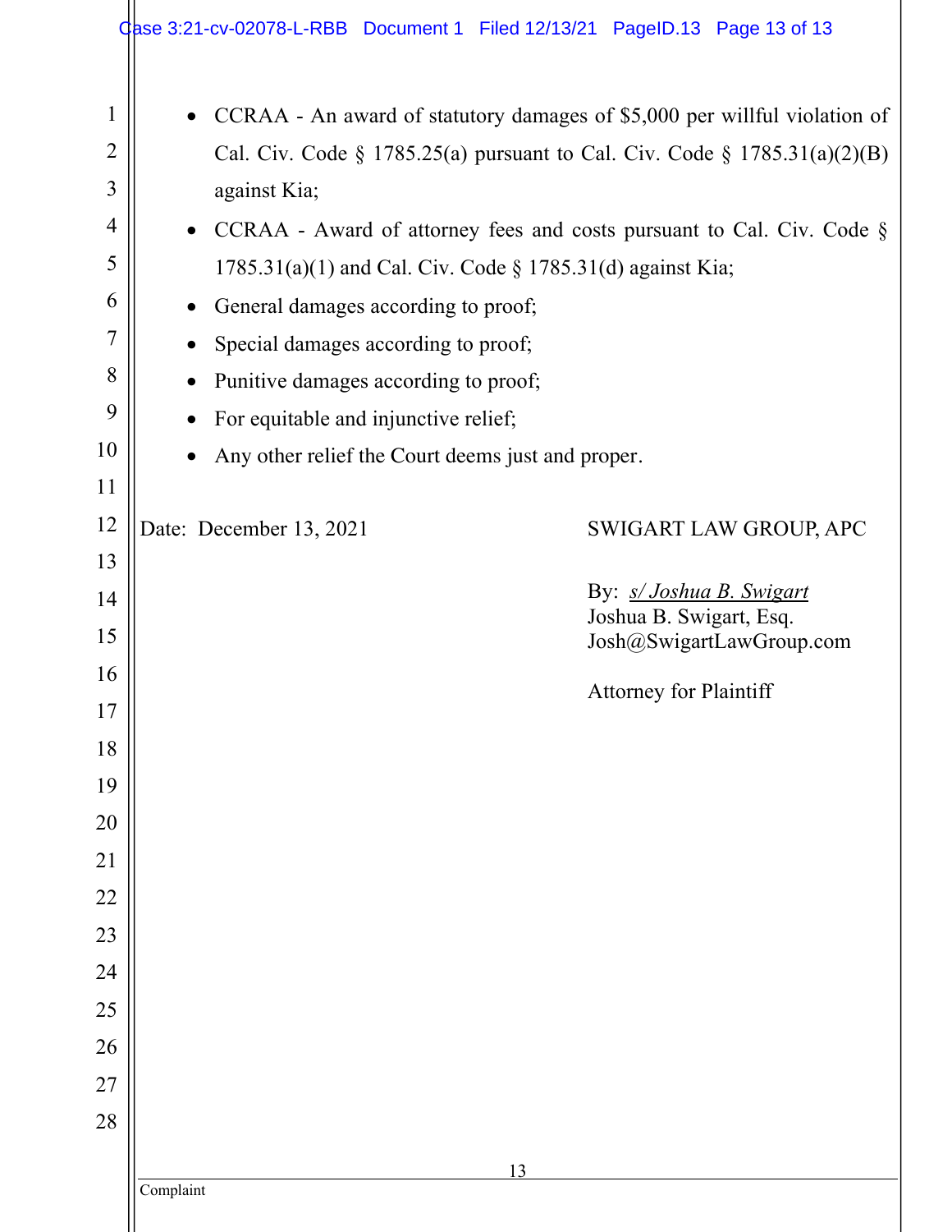- CCRAA - An award of statutory damages of $5,000 per willful violation of Cal. Civ. Code § 1785.25(a) pursuant to Cal. Civ. Code § 1785.31(a)(2)(B) against Kia;
- CCRAA - Award of attorney fees and costs pursuant to Cal. Civ. Code § 1785.31(a)(1) and Cal. Civ. Code § 1785.31(d) against Kia;
- General damages according to proof;
- Special damages according to proof;
- Punitive damages according to proof;
- For equitable and injunctive relief;
- Any other relief the Court deems just and proper.

Date: December 13, 2021

SWIGART LAW GROUP, APC

By: *s/ Joshua B. Swigart*
Joshua B. Swigart, Esq.
Josh@SwigartLawGroup.com

Attorney for Plaintiff

Complaint